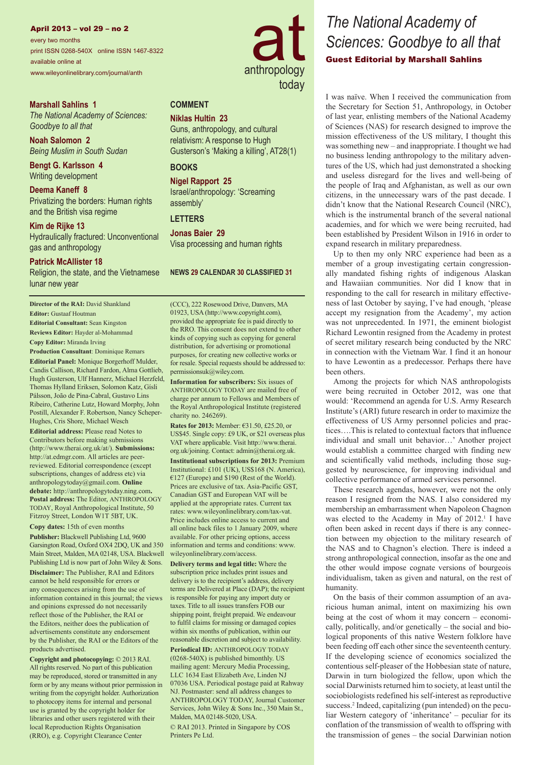April 2013 – vol 29 – no 2

every two months
print ISSN 0268-540X online ISSN 1467-8322
available online at
www.wileyonlinelibrary.com/journal/anth

**at** anthropology today

**Marshall Sahlins 1**
*The National Academy of Sciences: Goodbye to all that*

**Noah Salomon 2**
*Being Muslim in South Sudan*

**Bengt G. Karlsson 4**
Writing development

**Deema Kaneff 8**
Privatizing the borders: Human rights and the British visa regime

**Kim de Rijke 13**
Hydraulically fractured: Unconventional gas and anthropology

**Patrick McAllister 18**
Religion, the state, and the Vietnamese lunar new year

**COMMENT**

**Niklas Hultin 23**
Guns, anthropology, and cultural relativism: A response to Hugh Gusterson's 'Making a killing', AT28(1)

**BOOKS**

**Nigel Rapport 25**
Israel/anthropology: 'Screaming assembly'

**LETTERS**

**Jonas Baier 29**
Visa processing and human rights

**NEWS 29 CALENDAR 30 CLASSIFIED 31**

**Director of the RAI:** David Shankland
**Editor:** Gustaaf Houtman
**Editorial Consultant:** Sean Kingston
**Reviews Editor:** Hayder al-Mohammad
**Copy Editor:** Miranda Irving
**Production Consultant**: Dominique Remars
**Editorial Panel:** Monique Borgerhoff Mulder, Candis Callison, Richard Fardon, Alma Gottlieb, Hugh Gusterson, Ulf Hannerz, Michael Herzfeld, Thomas Hylland Eriksen, Solomon Katz, Gísli Pálsson, João de Pina-Cabral, Gustavo Lins Ribeiro, Catherine Lutz, Howard Morphy, John Postill, Alexander F. Robertson, Nancy Scheper-Hughes, Cris Shore, Michael Wesch

**Editorial address:** Please read Notes to Contributors before making submissions (http://www.therai.org.uk/at/). **Submissions:** http://at.edmgr.com. All articles are peer-reviewed. Editorial correspondence (except subscriptions, changes of address etc) via anthropologytoday@gmail.com. **Online debate:** http://anthropologytoday.ning.com**. Postal address:** The Editor, ANTHROPOLOGY TODAY, Royal Anthropological Institute, 50 Fitzroy Street, London W1T 5BT, UK.

**Copy dates:** 15th of even months

**Publisher:** Blackwell Publishing Ltd, 9600 Garsington Road, Oxford OX4 2DQ, UK and 350 Main Street, Malden, MA 02148, USA. Blackwell Publishing Ltd is now part of John Wiley & Sons.

**Disclaimer:** The Publisher, RAI and Editors cannot be held responsible for errors or any consequences arising from the use of information contained in this journal; the views and opinions expressed do not necessarily reflect those of the Publisher, the RAI or the Editors, neither does the publication of advertisements constitute any endorsement by the Publisher, the RAI or the Editors of the products advertised.

**Copyright and photocopying:** © 2013 RAI. All rights reserved. No part of this publication may be reproduced, stored or transmitted in any form or by any means without prior permission in writing from the copyright holder. Authorization to photocopy items for internal and personal use is granted by the copyright holder for libraries and other users registered with their local Reproduction Rights Organisation (RRO), e.g. Copyright Clearance Center (CCC), 222 Rosewood Drive, Danvers, MA 01923, USA (http://www.copyright.com), provided the appropriate fee is paid directly to the RRO. This consent does not extend to other kinds of copying such as copying for general distribution, for advertising or promotional purposes, for creating new collective works or for resale. Special requests should be addressed to: permissionsuk@wiley.com.

**Information for subscribers:** Six issues of ANTHROPOLOGY TODAY are mailed free of charge per annum to Fellows and Members of the Royal Anthropological Institute (registered charity no. 246269).

**Rates for 2013:** Member: €31.50, £25.20, or US$45. Single copy: £9 UK, or $21 overseas plus VAT where applicable. Visit http://www.therai.org.uk/joining. Contact: admin@therai.org.uk.

**Institutional subscriptions for 2013:** Premium Institutional: £101 (UK), US$168 (N. America), €127 (Europe) and $190 (Rest of the World). Prices are exclusive of tax. Asia-Pacific GST, Canadian GST and European VAT will be applied at the appropriate rates. Current tax rates: www.wileyonlinelibrary.com/tax-vat. Price includes online access to current and all online back files to 1 January 2009, where available. For other pricing options, access information and terms and conditions: www.wileyonlinelibrary.com/access.

**Delivery terms and legal title:** Where the subscription price includes print issues and delivery is to the recipient's address, delivery terms are Delivered at Place (DAP); the recipient is responsible for paying any import duty or taxes. Title to all issues transfers FOB our shipping point, freight prepaid. We endeavour to fulfil claims for missing or damaged copies within six months of publication, within our reasonable discretion and subject to availability.

**Periodical ID:** ANTHROPOLOGY TODAY (0268-540X) is published bimonthly. US mailing agent: Mercury Media Processing, LLC 1634 East Elizabeth Ave, Linden NJ 07036 USA. Periodical postage paid at Rahway NJ. Postmaster: send all address changes to ANTHROPOLOGY TODAY, Journal Customer Services, John Wiley & Sons Inc., 350 Main St., Malden, MA 02148-5020, USA.

© RAI 2013. Printed in Singapore by COS Printers Pe Ltd.

# *The National Academy of Sciences: Goodbye to all that*

**Guest Editorial by Marshall Sahlins**

I was naïve. When I received the communication from the Secretary for Section 51, Anthropology, in October of last year, enlisting members of the National Academy of Sciences (NAS) for research designed to improve the mission effectiveness of the US military, I thought this was something new – and inappropriate. I thought we had no business lending anthropology to the military adventures of the US, which had just demonstrated a shocking and useless disregard for the lives and well-being of the people of Iraq and Afghanistan, as well as our own citizens, in the unnecessary wars of the past decade. I didn't know that the National Research Council (NRC), which is the instrumental branch of the several national academies, and for which we were being recruited, had been established by President Wilson in 1916 in order to expand research in military preparedness.

Up to then my only NRC experience had been as a member of a group investigating certain congressionally mandated fishing rights of indigenous Alaskan and Hawaiian communities. Nor did I know that in responding to the call for research in military effectiveness of last October by saying, I've had enough, 'please accept my resignation from the Academy', my action was not unprecedented. In 1971, the eminent biologist Richard Lewontin resigned from the Academy in protest of secret military research being conducted by the NRC in connection with the Vietnam War. I find it an honour to have Lewontin as a predecessor. Perhaps there have been others.

Among the projects for which NAS anthropologists were being recruited in October 2012, was one that would: 'Recommend an agenda for U.S. Army Research Institute's (ARI) future research in order to maximize the effectiveness of US Army personnel policies and practices….This is related to contextual factors that influence individual and small unit behavior…' Another project would establish a committee charged with finding new and scientifically valid methods, including those suggested by neuroscience, for improving individual and collective performance of armed services personnel.

These research agendas, however, were not the only reason I resigned from the NAS. I also considered my membership an embarrassment when Napoleon Chagnon was elected to the Academy in May of 2012.[1] I have often been asked in recent days if there is any connection between my objection to the military research of the NAS and to Chagnon's election. There is indeed a strong anthropological connection, insofar as the one and the other would impose cognate versions of bourgeois individualism, taken as given and natural, on the rest of humanity.

On the basis of their common assumption of an avaricious human animal, intent on maximizing his own being at the cost of whom it may concern – economically, politically, and/or genetically – the social and biological proponents of this native Western folklore have been feeding off each other since the seventeenth century. If the developing science of economics socialized the contentious self-pleaser of the Hobbesian state of nature, Darwin in turn biologized the fellow, upon which the social Darwinists returned him to society, at least until the sociobiologists redefined his self-interest as reproductive success.[2] Indeed, capitalizing (pun intended) on the peculiar Western category of 'inheritance' – peculiar for its conflation of the transmission of wealth to offspring with the transmission of genes – the social Darwinian notion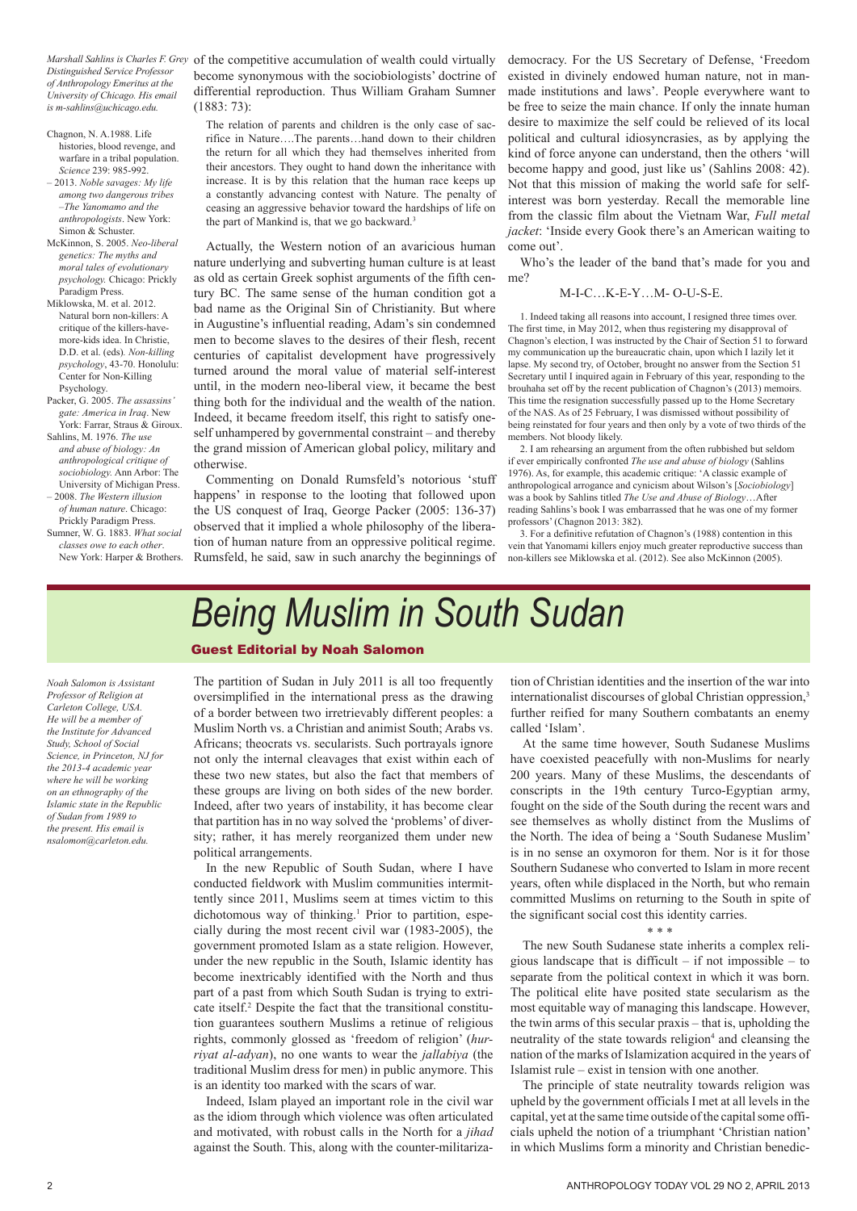*Marshall Sahlins is Charles F. Grey Distinguished Service Professor of Anthropology Emeritus at the University of Chicago. His email is m-sahlins@uchicago.edu.*

- Chagnon, N. A.1988. Life histories, blood revenge, and warfare in a tribal population. *Science* 239: 985-992.
- – 2013. *Noble savages: My life among two dangerous tribes –The Yanomamo and the anthropologists*. New York: Simon & Schuster.
- McKinnon, S. 2005. *Neo-liberal genetics: The myths and moral tales of evolutionary psychology.* Chicago: Prickly Paradigm Press.
- Miklowska, M. et al. 2012. Natural born non-killers: A critique of the killers-have-more-kids idea. In Christie, D.D. et al. (eds). *Non-killing psychology*, 43-70. Honolulu: Center for Non-Killing Psychology.
- Packer, G. 2005. *The assassins' gate: America in Iraq*. New York: Farrar, Straus & Giroux.
- Sahlins, M. 1976. *The use and abuse of biology: An anthropological critique of sociobiology.* Ann Arbor: The University of Michigan Press.
- – 2008. *The Western illusion of human nature*. Chicago: Prickly Paradigm Press.
- Sumner, W. G. 1883. *What social classes owe to each other*. New York: Harper & Brothers.

of the competitive accumulation of wealth could virtually become synonymous with the sociobiologists' doctrine of differential reproduction. Thus William Graham Sumner (1883: 73):

> The relation of parents and children is the only case of sacrifice in Nature….The parents…hand down to their children the return for all which they had themselves inherited from their ancestors. They ought to hand down the inheritance with increase. It is by this relation that the human race keeps up a constantly advancing contest with Nature. The penalty of ceasing an aggressive behavior toward the hardships of life on the part of Mankind is, that we go backward.[3]

Actually, the Western notion of an avaricious human nature underlying and subverting human culture is at least as old as certain Greek sophist arguments of the fifth century BC. The same sense of the human condition got a bad name as the Original Sin of Christianity. But where in Augustine's influential reading, Adam's sin condemned men to become slaves to the desires of their flesh, recent centuries of capitalist development have progressively turned around the moral value of material self-interest until, in the modern neo-liberal view, it became the best thing both for the individual and the wealth of the nation. Indeed, it became freedom itself, this right to satisfy oneself unhampered by governmental constraint – and thereby the grand mission of American global policy, military and otherwise.

Commenting on Donald Rumsfeld's notorious 'stuff happens' in response to the looting that followed upon the US conquest of Iraq, George Packer (2005: 136-37) observed that it implied a whole philosophy of the liberation of human nature from an oppressive political regime. Rumsfeld, he said, saw in such anarchy the beginnings of democracy. For the US Secretary of Defense, 'Freedom existed in divinely endowed human nature, not in man-made institutions and laws'. People everywhere want to be free to seize the main chance. If only the innate human desire to maximize the self could be relieved of its local political and cultural idiosyncrasies, as by applying the kind of force anyone can understand, then the others 'will become happy and good, just like us' (Sahlins 2008: 42). Not that this mission of making the world safe for self-interest was born yesterday. Recall the memorable line from the classic film about the Vietnam War, *Full metal jacket*: 'Inside every Gook there's an American waiting to come out'.

Who's the leader of the band that's made for you and me?

M-I-C…K-E-Y…M- O-U-S-E.

1. Indeed taking all reasons into account, I resigned three times over. The first time, in May 2012, when thus registering my disapproval of Chagnon's election, I was instructed by the Chair of Section 51 to forward my communication up the bureaucratic chain, upon which I lazily let it lapse. My second try, of October, brought no answer from the Section 51 Secretary until I inquired again in February of this year, responding to the brouhaha set off by the recent publication of Chagnon's (2013) memoirs. This time the resignation successfully passed up to the Home Secretary of the NAS. As of 25 February, I was dismissed without possibility of being reinstated for four years and then only by a vote of two thirds of the members. Not bloody likely.

2. I am rehearsing an argument from the often rubbished but seldom if ever empirically confronted *The use and abuse of biology* (Sahlins 1976). As, for example, this academic critique: 'A classic example of anthropological arrogance and cynicism about Wilson's [*Sociobiology*] was a book by Sahlins titled *The Use and Abuse of Biology*…After reading Sahlins's book I was embarrassed that he was one of my former professors' (Chagnon 2013: 382).

3. For a definitive refutation of Chagnon's (1988) contention in this vein that Yanomami killers enjoy much greater reproductive success than non-killers see Miklowska et al. (2012). See also McKinnon (2005).

# Being Muslim in South Sudan

**Guest Editorial by Noah Salomon**

*Noah Salomon is Assistant Professor of Religion at Carleton College, USA. He will be a member of the Institute for Advanced Study, School of Social Science, in Princeton, NJ for the 2013-4 academic year where he will be working on an ethnography of the Islamic state in the Republic of Sudan from 1989 to the present. His email is nsalomon@carleton.edu.*

The partition of Sudan in July 2011 is all too frequently oversimplified in the international press as the drawing of a border between two irretrievably different peoples: a Muslim North vs. a Christian and animist South; Arabs vs. Africans; theocrats vs. secularists. Such portrayals ignore not only the internal cleavages that exist within each of these two new states, but also the fact that members of these groups are living on both sides of the new border. Indeed, after two years of instability, it has become clear that partition has in no way solved the 'problems' of diversity; rather, it has merely reorganized them under new political arrangements.

In the new Republic of South Sudan, where I have conducted fieldwork with Muslim communities intermittently since 2011, Muslims seem at times victim to this dichotomous way of thinking.[1] Prior to partition, especially during the most recent civil war (1983-2005), the government promoted Islam as a state religion. However, under the new republic in the South, Islamic identity has become inextricably identified with the North and thus part of a past from which South Sudan is trying to extricate itself.[2] Despite the fact that the transitional constitution guarantees southern Muslims a retinue of religious rights, commonly glossed as 'freedom of religion' (*hurriyat al-adyan*), no one wants to wear the *jallabiya* (the traditional Muslim dress for men) in public anymore. This is an identity too marked with the scars of war.

Indeed, Islam played an important role in the civil war as the idiom through which violence was often articulated and motivated, with robust calls in the North for a *jihad* against the South. This, along with the counter-militarization of Christian identities and the insertion of the war into internationalist discourses of global Christian oppression,[3] further reified for many Southern combatants an enemy called 'Islam'.

At the same time however, South Sudanese Muslims have coexisted peacefully with non-Muslims for nearly 200 years. Many of these Muslims, the descendants of conscripts in the 19th century Turco-Egyptian army, fought on the side of the South during the recent wars and see themselves as wholly distinct from the Muslims of the North. The idea of being a 'South Sudanese Muslim' is in no sense an oxymoron for them. Nor is it for those Southern Sudanese who converted to Islam in more recent years, often while displaced in the North, but who remain committed Muslims on returning to the South in spite of the significant social cost this identity carries.

\* \* \*

The new South Sudanese state inherits a complex religious landscape that is difficult – if not impossible – to separate from the political context in which it was born. The political elite have posited state secularism as the most equitable way of managing this landscape. However, the twin arms of this secular praxis – that is, upholding the neutrality of the state towards religion[4] and cleansing the nation of the marks of Islamization acquired in the years of Islamist rule – exist in tension with one another.

The principle of state neutrality towards religion was upheld by the government officials I met at all levels in the capital, yet at the same time outside of the capital some officials upheld the notion of a triumphant 'Christian nation' in which Muslims form a minority and Christian benedic-